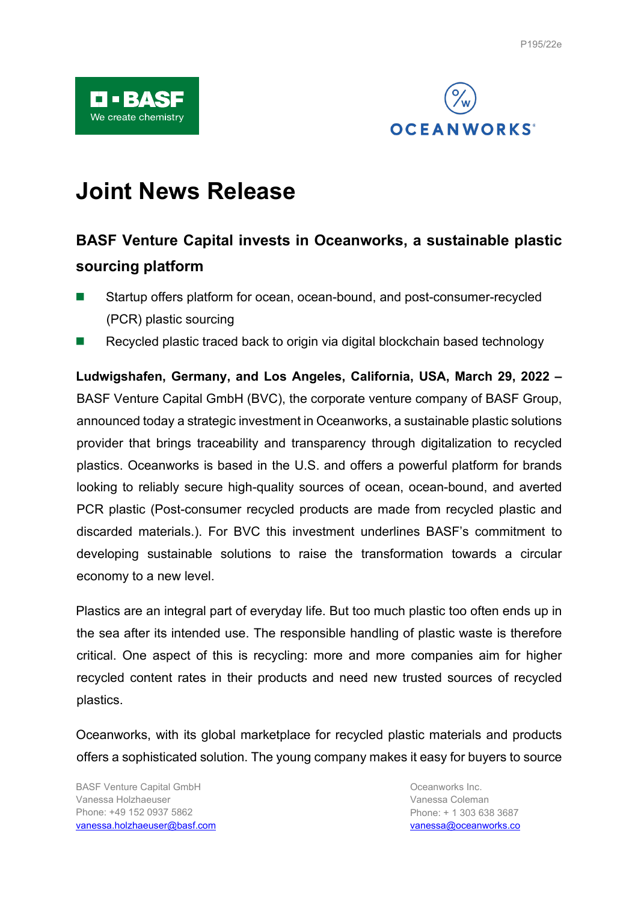P195/22e

# Joint News Release

## BASF Venture Capital invests in Oceanworks, a sustainable plastic sourcing platform

- Startup offers platform for ocean, ocean-bound, and post-consumer-recycled (PCR) plastic sourcing
- Recycled plastic traced back to origin via digital blockchain based technology

**Ludwigshafen, Germany, and Los Angeles, California, USA, March 29, 2022 –** BASF Venture Capital GmbH (BVC), the corporate venture company of BASF Group, announced today a strategic investment in Oceanworks, a sustainable plastic solutions provider that brings traceability and transparency through digitalization to recycled plastics. Oceanworks is based in the U.S. and offers a powerful platform for brands looking to reliably secure high-quality sources of ocean, ocean-bound, and averted PCR plastic (Post-consumer recycled products are made from recycled plastic and discarded materials.). For BVC this investment underlines BASF's commitment to developing sustainable solutions to raise the transformation towards a circular economy to a new level.

Plastics are an integral part of everyday life. But too much plastic too often ends up in the sea after its intended use. The responsible handling of plastic waste is therefore critical. One aspect of this is recycling: more and more companies aim for higher recycled content rates in their products and need new trusted sources of recycled plastics.

Oceanworks, with its global marketplace for recycled plastic materials and products offers a sophisticated solution. The young company makes it easy for buyers to source

BASF Venture Capital GmbH
Vanessa Holzhaeuser
Phone: +49 152 0937 5862
vanessa.holzhaeuser@basf.com

Oceanworks Inc.
Vanessa Coleman
Phone: + 1 303 638 3687
vanessa@oceanworks.co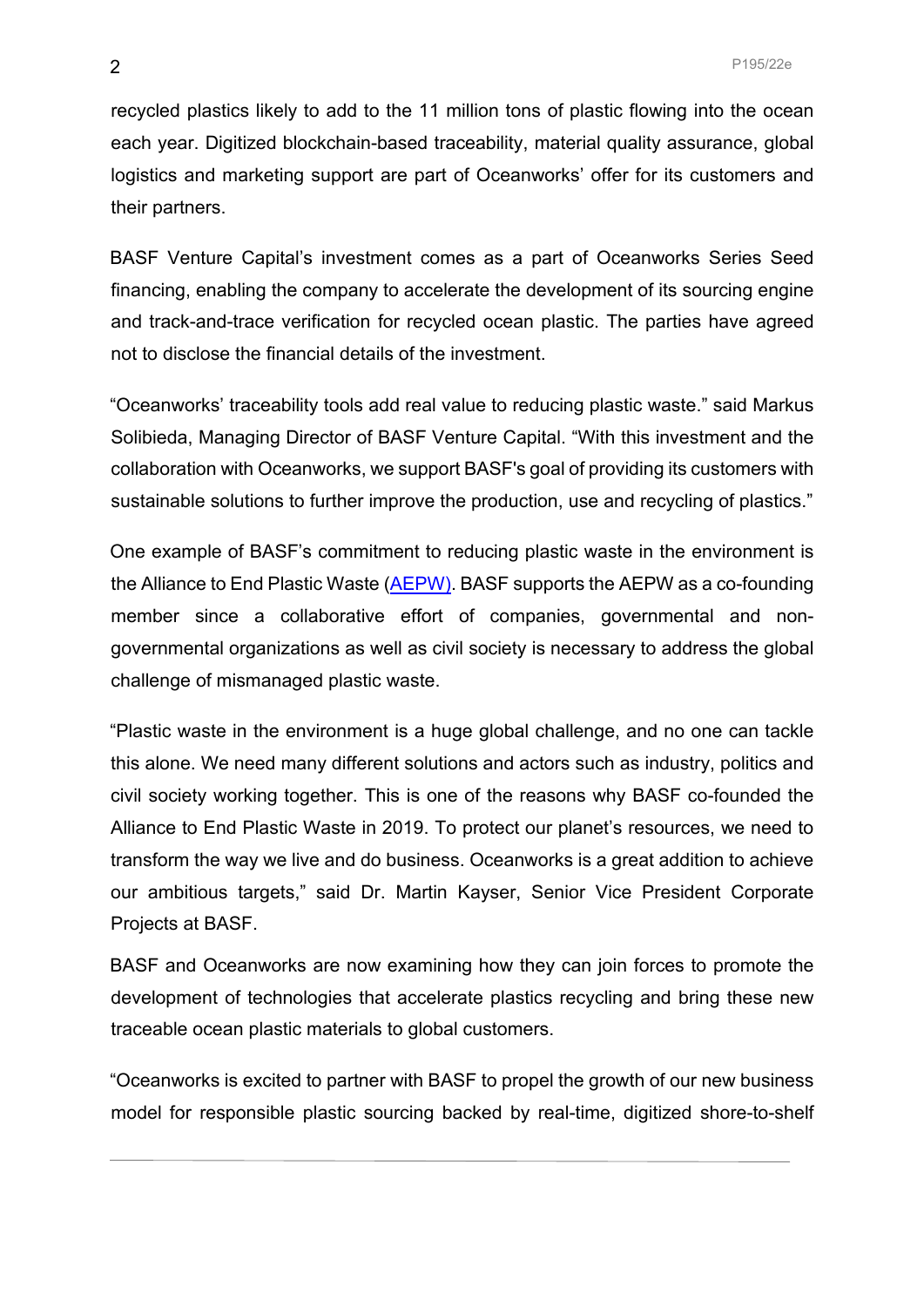recycled plastics likely to add to the 11 million tons of plastic flowing into the ocean each year. Digitized blockchain-based traceability, material quality assurance, global logistics and marketing support are part of Oceanworks' offer for its customers and their partners.

BASF Venture Capital's investment comes as a part of Oceanworks Series Seed financing, enabling the company to accelerate the development of its sourcing engine and track-and-trace verification for recycled ocean plastic. The parties have agreed not to disclose the financial details of the investment.

"Oceanworks' traceability tools add real value to reducing plastic waste." said Markus Solibieda, Managing Director of BASF Venture Capital. "With this investment and the collaboration with Oceanworks, we support BASF's goal of providing its customers with sustainable solutions to further improve the production, use and recycling of plastics."

One example of BASF's commitment to reducing plastic waste in the environment is the Alliance to End Plastic Waste (AEPW). BASF supports the AEPW as a co-founding member since a collaborative effort of companies, governmental and non-governmental organizations as well as civil society is necessary to address the global challenge of mismanaged plastic waste.

"Plastic waste in the environment is a huge global challenge, and no one can tackle this alone. We need many different solutions and actors such as industry, politics and civil society working together. This is one of the reasons why BASF co-founded the Alliance to End Plastic Waste in 2019. To protect our planet's resources, we need to transform the way we live and do business. Oceanworks is a great addition to achieve our ambitious targets," said Dr. Martin Kayser, Senior Vice President Corporate Projects at BASF.

BASF and Oceanworks are now examining how they can join forces to promote the development of technologies that accelerate plastics recycling and bring these new traceable ocean plastic materials to global customers.

"Oceanworks is excited to partner with BASF to propel the growth of our new business model for responsible plastic sourcing backed by real-time, digitized shore-to-shelf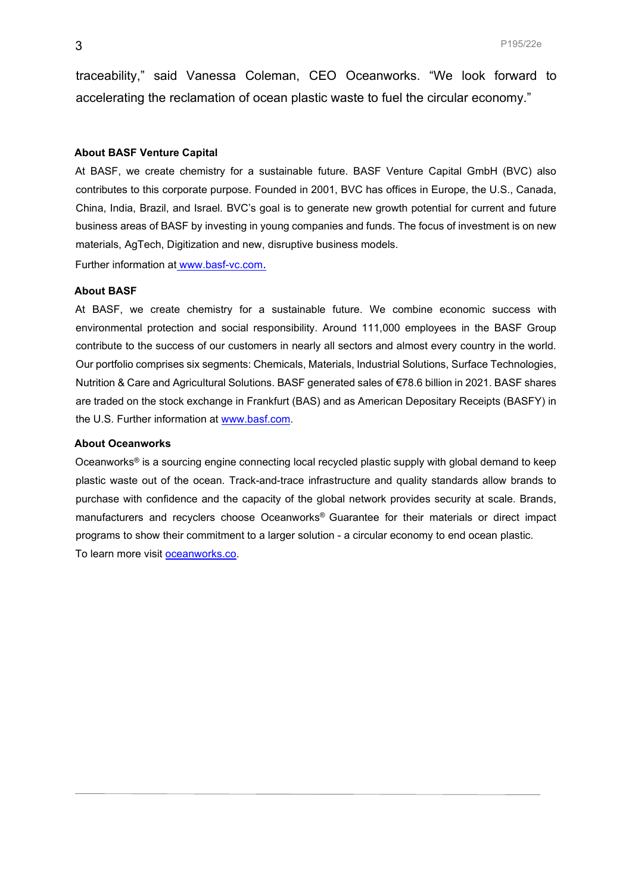traceability," said Vanessa Coleman, CEO Oceanworks. "We look forward to accelerating the reclamation of ocean plastic waste to fuel the circular economy."

**About BASF Venture Capital**

At BASF, we create chemistry for a sustainable future. BASF Venture Capital GmbH (BVC) also contributes to this corporate purpose. Founded in 2001, BVC has offices in Europe, the U.S., Canada, China, India, Brazil, and Israel. BVC's goal is to generate new growth potential for current and future business areas of BASF by investing in young companies and funds. The focus of investment is on new materials, AgTech, Digitization and new, disruptive business models.

Further information at www.basf-vc.com.

**About BASF**

At BASF, we create chemistry for a sustainable future. We combine economic success with environmental protection and social responsibility. Around 111,000 employees in the BASF Group contribute to the success of our customers in nearly all sectors and almost every country in the world. Our portfolio comprises six segments: Chemicals, Materials, Industrial Solutions, Surface Technologies, Nutrition & Care and Agricultural Solutions. BASF generated sales of €78.6 billion in 2021. BASF shares are traded on the stock exchange in Frankfurt (BAS) and as American Depositary Receipts (BASFY) in the U.S. Further information at www.basf.com.

**About Oceanworks**

Oceanworks® is a sourcing engine connecting local recycled plastic supply with global demand to keep plastic waste out of the ocean. Track-and-trace infrastructure and quality standards allow brands to purchase with confidence and the capacity of the global network provides security at scale. Brands, manufacturers and recyclers choose Oceanworks® Guarantee for their materials or direct impact programs to show their commitment to a larger solution - a circular economy to end ocean plastic.

To learn more visit oceanworks.co.